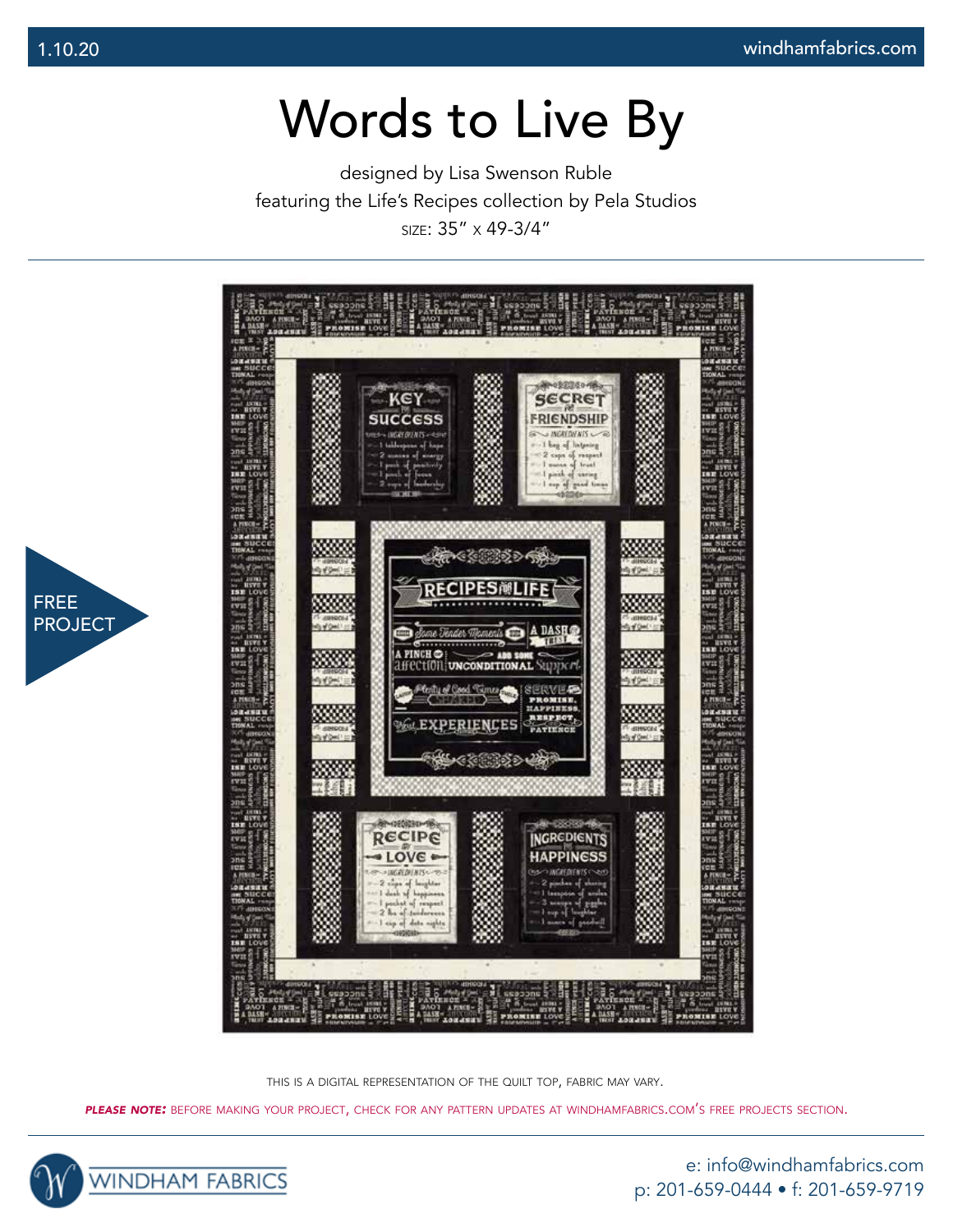# Words to Live By

designed by Lisa Swenson Ruble

featuring the Life's Recipes collection by Pela Studios

SIZE: 35" x 49-3/4"

FREE PROJECT

THIS IS A DIGITAL REPRESENTATION OF THE QUILT TOP, FABRIC MAY VARY.

***PLEASE NOTE:*** BEFORE MAKING YOUR PROJECT, CHECK FOR ANY PATTERN UPDATES AT WINDHAMFABRICS.COM'S FREE PROJECTS SECTION.

WINDHAM FABRICS

e: info@windhamfabrics.com

p: 201-659-0444 • f: 201-659-9719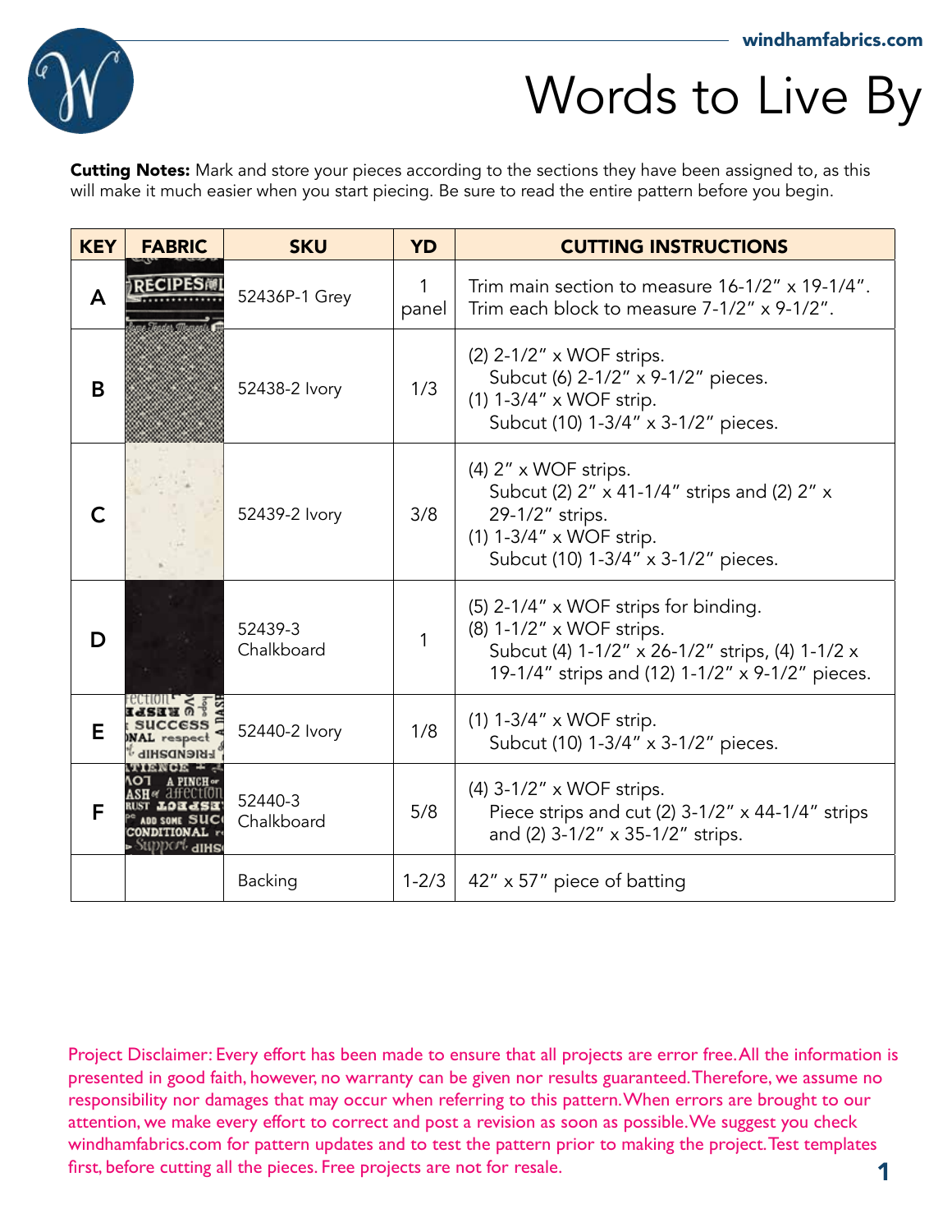# Words to Live By

**Cutting Notes:** Mark and store your pieces according to the sections they have been assigned to, as this will make it much easier when you start piecing. Be sure to read the entire pattern before you begin.

| KEY | FABRIC | SKU | YD | CUTTING INSTRUCTIONS |
|---|---|---|---|---|
| A | | 52436P-1 Grey | 1 panel | Trim main section to measure 16-1/2" x 19-1/4".<br>Trim each block to measure 7-1/2" x 9-1/2". |
| B | | 52438-2 Ivory | 1/3 | (2) 2-1/2" x WOF strips.<br>Subcut (6) 2-1/2" x 9-1/2" pieces.<br>(1) 1-3/4" x WOF strip.<br>Subcut (10) 1-3/4" x 3-1/2" pieces. |
| C | | 52439-2 Ivory | 3/8 | (4) 2" x WOF strips.<br>Subcut (2) 2" x 41-1/4" strips and (2) 2" x 29-1/2" strips.<br>(1) 1-3/4" x WOF strip.<br>Subcut (10) 1-3/4" x 3-1/2" pieces. |
| D | | 52439-3 Chalkboard | 1 | (5) 2-1/4" x WOF strips for binding.<br>(8) 1-1/2" x WOF strips.<br>Subcut (4) 1-1/2" x 26-1/2" strips, (4) 1-1/2 x 19-1/4" strips and (12) 1-1/2" x 9-1/2" pieces. |
| E | | 52440-2 Ivory | 1/8 | (1) 1-3/4" x WOF strip.<br>Subcut (10) 1-3/4" x 3-1/2" pieces. |
| F | | 52440-3 Chalkboard | 5/8 | (4) 3-1/2" x WOF strips.<br>Piece strips and cut (2) 3-1/2" x 44-1/4" strips and (2) 3-1/2" x 35-1/2" strips. |
| | | Backing | 1-2/3 | 42" x 57" piece of batting |

Project Disclaimer: Every effort has been made to ensure that all projects are error free. All the information is presented in good faith, however, no warranty can be given nor results guaranteed. Therefore, we assume no responsibility nor damages that may occur when referring to this pattern. When errors are brought to our attention, we make every effort to correct and post a revision as soon as possible. We suggest you check windhamfabrics.com for pattern updates and to test the pattern prior to making the project. Test templates first, before cutting all the pieces. Free projects are not for resale.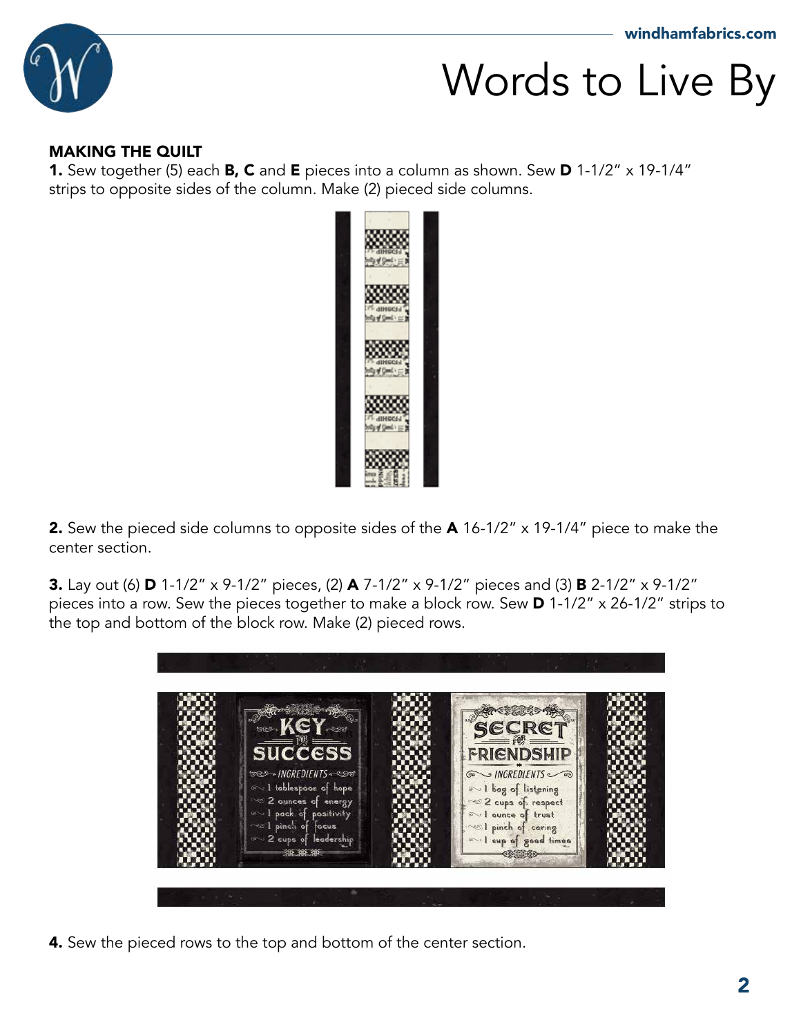## MAKING THE QUILT

**1.** Sew together (5) each **B, C** and **E** pieces into a column as shown. Sew **D** 1-1/2″ x 19-1/4″ strips to opposite sides of the column. Make (2) pieced side columns.

**2.** Sew the pieced side columns to opposite sides of the **A** 16-1/2″ x 19-1/4″ piece to make the center section.

**3.** Lay out (6) **D** 1-1/2″ x 9-1/2″ pieces, (2) **A** 7-1/2″ x 9-1/2″ pieces and (3) **B** 2-1/2″ x 9-1/2″ pieces into a row. Sew the pieces together to make a block row. Sew **D** 1-1/2″ x 26-1/2″ strips to the top and bottom of the block row. Make (2) pieced rows.

**4.** Sew the pieced rows to the top and bottom of the center section.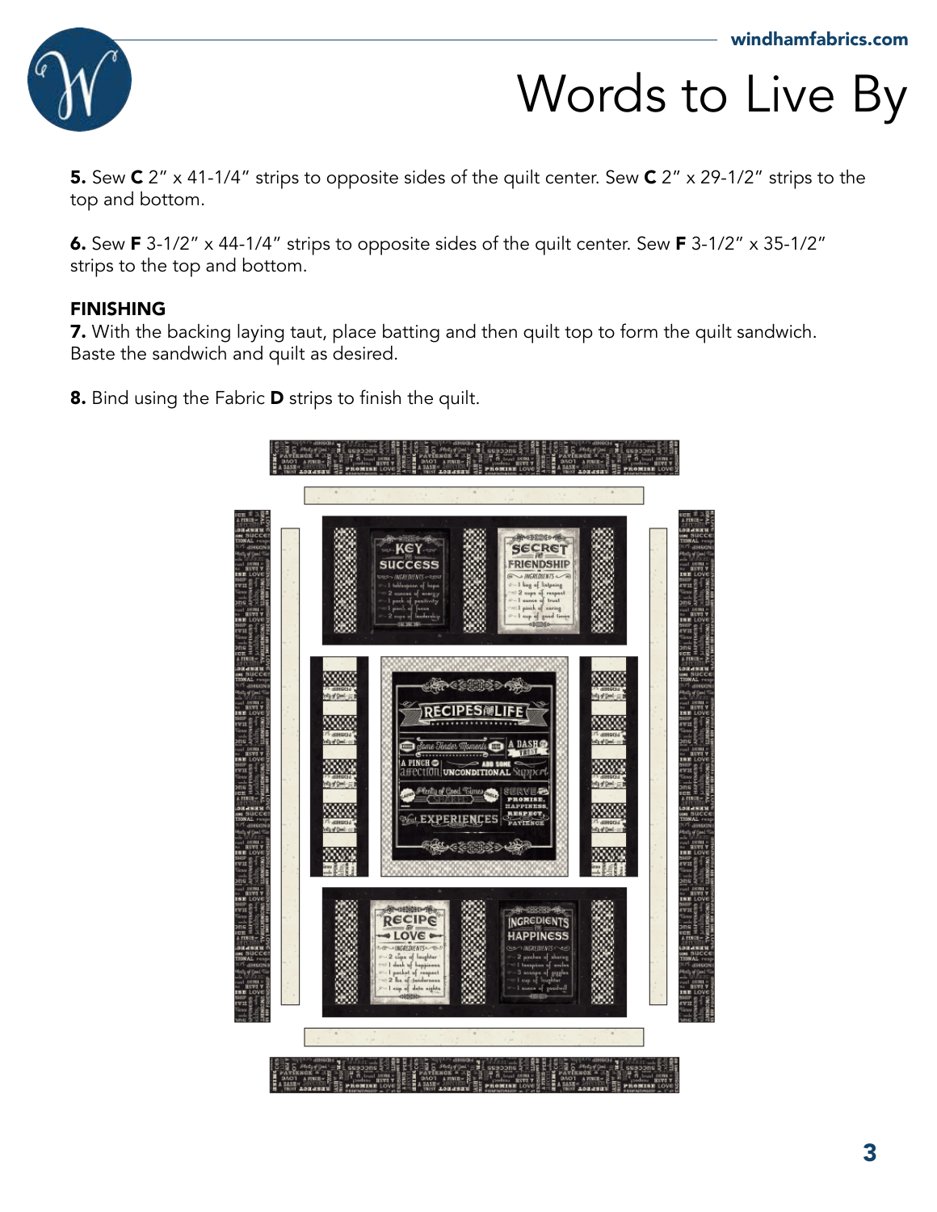**5.** Sew **C** 2" x 41-1/4" strips to opposite sides of the quilt center. Sew **C** 2" x 29-1/2" strips to the top and bottom.

**6.** Sew **F** 3-1/2" x 44-1/4" strips to opposite sides of the quilt center. Sew **F** 3-1/2" x 35-1/2" strips to the top and bottom.

## FINISHING

**7.** With the backing laying taut, place batting and then quilt top to form the quilt sandwich. Baste the sandwich and quilt as desired.

**8.** Bind using the Fabric **D** strips to finish the quilt.